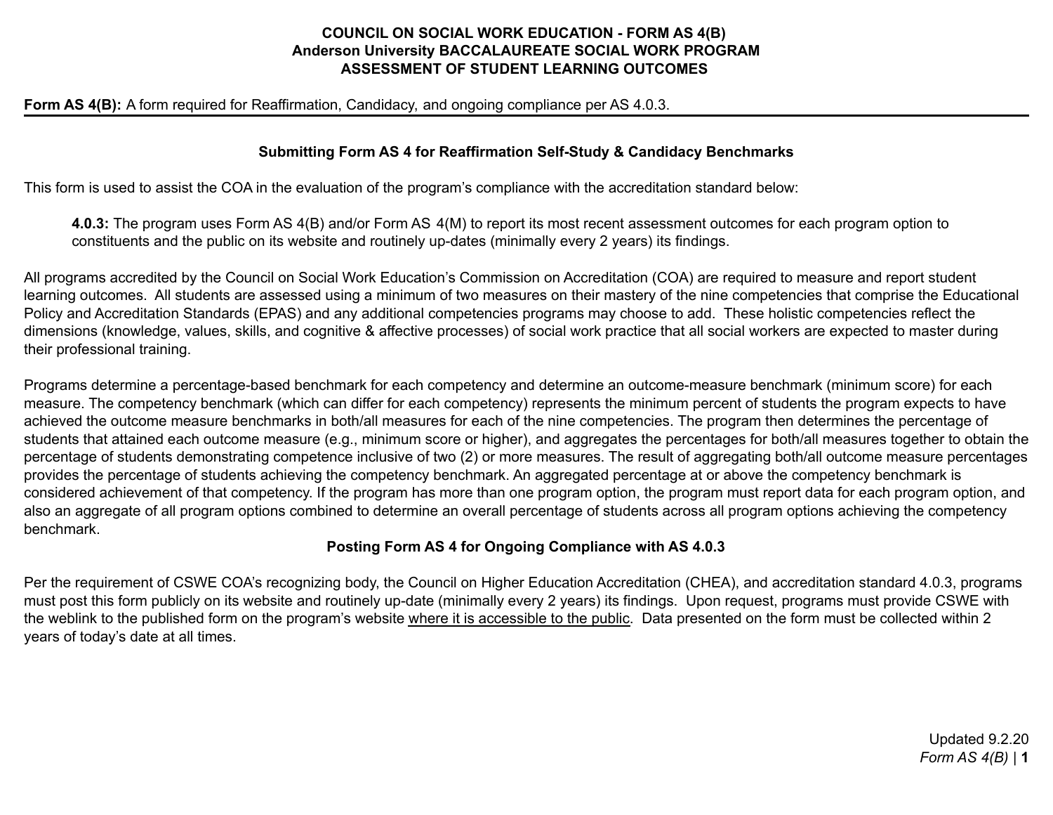**COUNCIL ON SOCIAL WORK EDUCATION - FORM AS 4(B)**
**Anderson University BACCALAUREATE SOCIAL WORK PROGRAM**
**ASSESSMENT OF STUDENT LEARNING OUTCOMES**

**Form AS 4(B):** A form required for Reaffirmation, Candidacy, and ongoing compliance per AS 4.0.3.

---

### Submitting Form AS 4 for Reaffirmation Self-Study & Candidacy Benchmarks

This form is used to assist the COA in the evaluation of the program's compliance with the accreditation standard below:

> **4.0.3:** The program uses Form AS 4(B) and/or Form AS 4(M) to report its most recent assessment outcomes for each program option to constituents and the public on its website and routinely up-dates (minimally every 2 years) its findings.

All programs accredited by the Council on Social Work Education's Commission on Accreditation (COA) are required to measure and report student learning outcomes. All students are assessed using a minimum of two measures on their mastery of the nine competencies that comprise the Educational Policy and Accreditation Standards (EPAS) and any additional competencies programs may choose to add. These holistic competencies reflect the dimensions (knowledge, values, skills, and cognitive & affective processes) of social work practice that all social workers are expected to master during their professional training.

Programs determine a percentage-based benchmark for each competency and determine an outcome-measure benchmark (minimum score) for each measure. The competency benchmark (which can differ for each competency) represents the minimum percent of students the program expects to have achieved the outcome measure benchmarks in both/all measures for each of the nine competencies. The program then determines the percentage of students that attained each outcome measure (e.g., minimum score or higher), and aggregates the percentages for both/all measures together to obtain the percentage of students demonstrating competence inclusive of two (2) or more measures. The result of aggregating both/all outcome measure percentages provides the percentage of students achieving the competency benchmark. An aggregated percentage at or above the competency benchmark is considered achievement of that competency. If the program has more than one program option, the program must report data for each program option, and also an aggregate of all program options combined to determine an overall percentage of students across all program options achieving the competency benchmark.

### Posting Form AS 4 for Ongoing Compliance with AS 4.0.3

Per the requirement of CSWE COA's recognizing body, the Council on Higher Education Accreditation (CHEA), and accreditation standard 4.0.3, programs must post this form publicly on its website and routinely up-date (minimally every 2 years) its findings. Upon request, programs must provide CSWE with the weblink to the published form on the program's website where it is accessible to the public. Data presented on the form must be collected within 2 years of today's date at all times.

Updated 9.2.20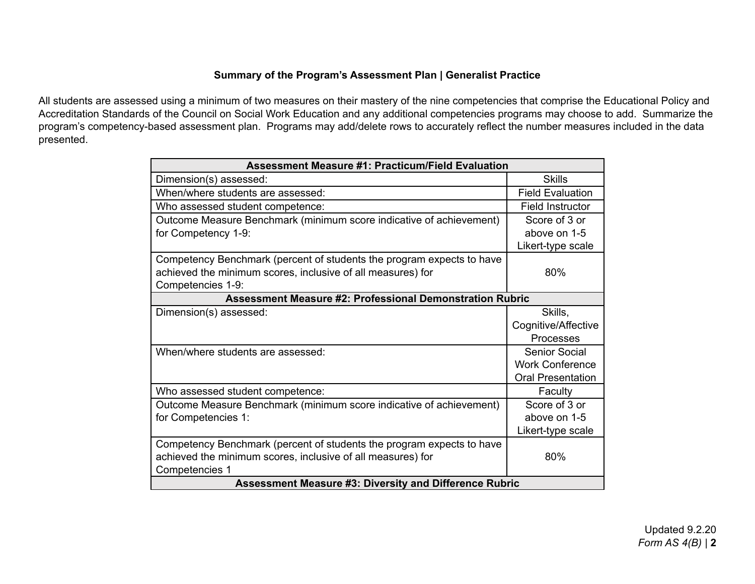**Summary of the Program's Assessment Plan | Generalist Practice**

All students are assessed using a minimum of two measures on their mastery of the nine competencies that comprise the Educational Policy and Accreditation Standards of the Council on Social Work Education and any additional competencies programs may choose to add. Summarize the program's competency-based assessment plan. Programs may add/delete rows to accurately reflect the number measures included in the data presented.

| **Assessment Measure #1: Practicum/Field Evaluation** | |
|---|---|
| Dimension(s) assessed: | Skills |
| When/where students are assessed: | Field Evaluation |
| Who assessed student competence: | Field Instructor |
| Outcome Measure Benchmark (minimum score indicative of achievement) for Competency 1-9: | Score of 3 or above on 1-5 Likert-type scale |
| Competency Benchmark (percent of students the program expects to have achieved the minimum scores, inclusive of all measures) for Competencies 1-9: | 80% |
| **Assessment Measure #2: Professional Demonstration Rubric** | |
| Dimension(s) assessed: | Skills, Cognitive/Affective Processes |
| When/where students are assessed: | Senior Social Work Conference Oral Presentation |
| Who assessed student competence: | Faculty |
| Outcome Measure Benchmark (minimum score indicative of achievement) for Competencies 1: | Score of 3 or above on 1-5 Likert-type scale |
| Competency Benchmark (percent of students the program expects to have achieved the minimum scores, inclusive of all measures) for Competencies 1 | 80% |
| **Assessment Measure #3: Diversity and Difference Rubric** | |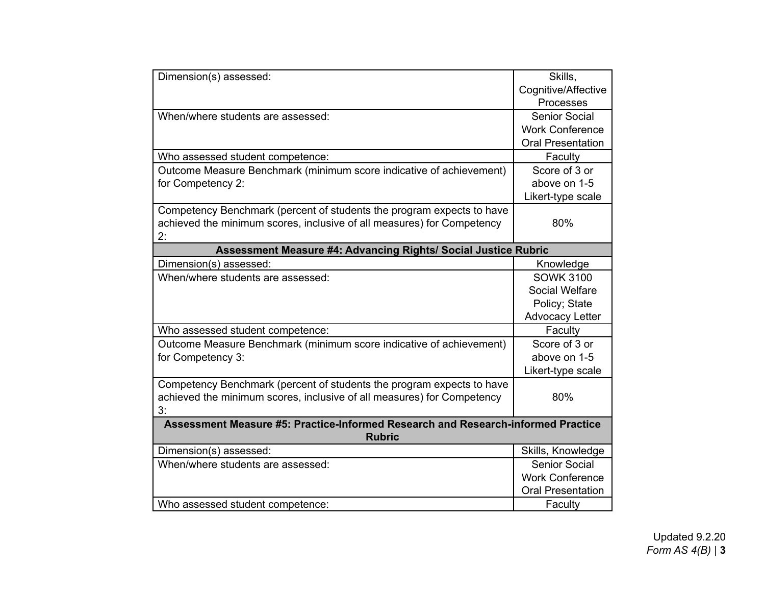| | |
|---|---|
| Dimension(s) assessed: | Skills, Cognitive/Affective Processes |
| When/where students are assessed: | Senior Social Work Conference Oral Presentation |
| Who assessed student competence: | Faculty |
| Outcome Measure Benchmark (minimum score indicative of achievement) for Competency 2: | Score of 3 or above on 1-5 Likert-type scale |
| Competency Benchmark (percent of students the program expects to have achieved the minimum scores, inclusive of all measures) for Competency 2: | 80% |
| **Assessment Measure #4: Advancing Rights/ Social Justice Rubric** | |
| Dimension(s) assessed: | Knowledge |
| When/where students are assessed: | SOWK 3100 Social Welfare Policy; State Advocacy Letter |
| Who assessed student competence: | Faculty |
| Outcome Measure Benchmark (minimum score indicative of achievement) for Competency 3: | Score of 3 or above on 1-5 Likert-type scale |
| Competency Benchmark (percent of students the program expects to have achieved the minimum scores, inclusive of all measures) for Competency 3: | 80% |
| **Assessment Measure #5: Practice-Informed Research and Research-informed Practice Rubric** | |
| Dimension(s) assessed: | Skills, Knowledge |
| When/where students are assessed: | Senior Social Work Conference Oral Presentation |
| Who assessed student competence: | Faculty |

Updated 9.2.20
*Form AS 4(B)*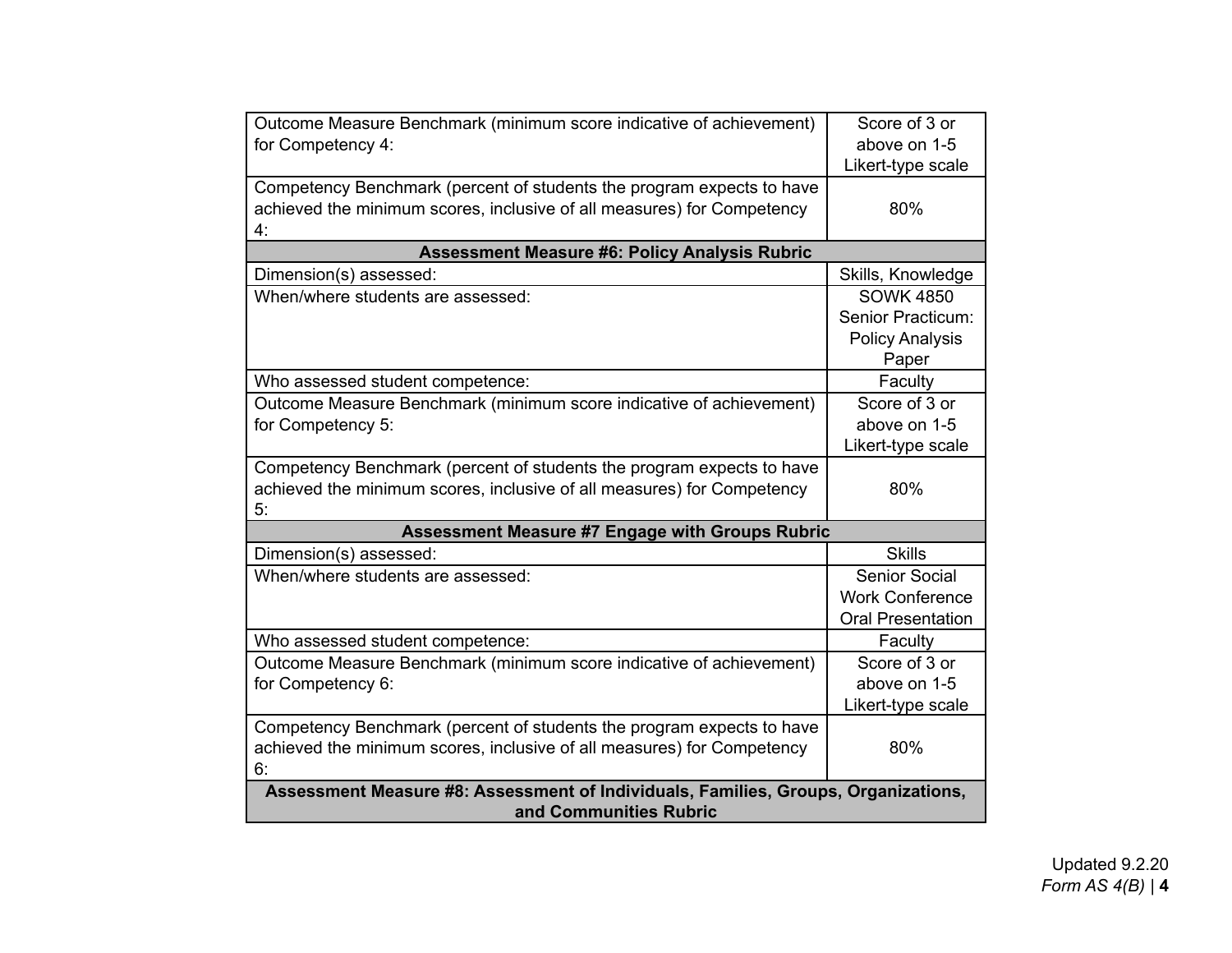| | |
|---|---|
| Outcome Measure Benchmark (minimum score indicative of achievement) for Competency 4: | Score of 3 or above on 1-5 Likert-type scale |
| Competency Benchmark (percent of students the program expects to have achieved the minimum scores, inclusive of all measures) for Competency 4: | 80% |
| **Assessment Measure #6: Policy Analysis Rubric** | |
| Dimension(s) assessed: | Skills, Knowledge |
| When/where students are assessed: | SOWK 4850 Senior Practicum: Policy Analysis Paper |
| Who assessed student competence: | Faculty |
| Outcome Measure Benchmark (minimum score indicative of achievement) for Competency 5: | Score of 3 or above on 1-5 Likert-type scale |
| Competency Benchmark (percent of students the program expects to have achieved the minimum scores, inclusive of all measures) for Competency 5: | 80% |
| **Assessment Measure #7 Engage with Groups Rubric** | |
| Dimension(s) assessed: | Skills |
| When/where students are assessed: | Senior Social Work Conference Oral Presentation |
| Who assessed student competence: | Faculty |
| Outcome Measure Benchmark (minimum score indicative of achievement) for Competency 6: | Score of 3 or above on 1-5 Likert-type scale |
| Competency Benchmark (percent of students the program expects to have achieved the minimum scores, inclusive of all measures) for Competency 6: | 80% |
| **Assessment Measure #8: Assessment of Individuals, Families, Groups, Organizations, and Communities Rubric** | |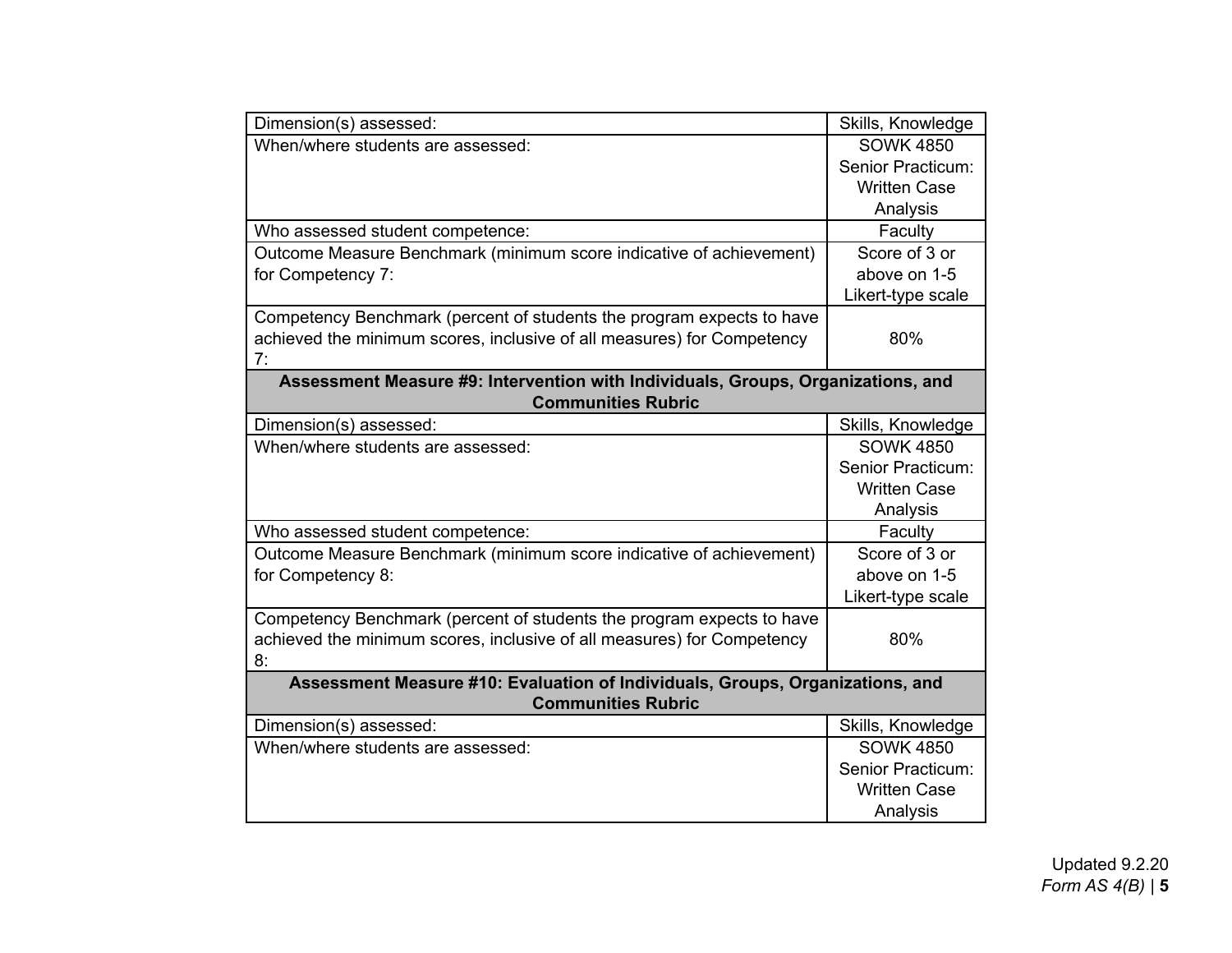| | |
|---|---|
| Dimension(s) assessed: | Skills, Knowledge |
| When/where students are assessed: | SOWK 4850 Senior Practicum: Written Case Analysis |
| Who assessed student competence: | Faculty |
| Outcome Measure Benchmark (minimum score indicative of achievement) for Competency 7: | Score of 3 or above on 1-5 Likert-type scale |
| Competency Benchmark (percent of students the program expects to have achieved the minimum scores, inclusive of all measures) for Competency 7: | 80% |
| **Assessment Measure #9: Intervention with Individuals, Groups, Organizations, and Communities Rubric** | |
| Dimension(s) assessed: | Skills, Knowledge |
| When/where students are assessed: | SOWK 4850 Senior Practicum: Written Case Analysis |
| Who assessed student competence: | Faculty |
| Outcome Measure Benchmark (minimum score indicative of achievement) for Competency 8: | Score of 3 or above on 1-5 Likert-type scale |
| Competency Benchmark (percent of students the program expects to have achieved the minimum scores, inclusive of all measures) for Competency 8: | 80% |
| **Assessment Measure #10: Evaluation of Individuals, Groups, Organizations, and Communities Rubric** | |
| Dimension(s) assessed: | Skills, Knowledge |
| When/where students are assessed: | SOWK 4850 Senior Practicum: Written Case Analysis |

Updated 9.2.20
*Form AS 4(B)*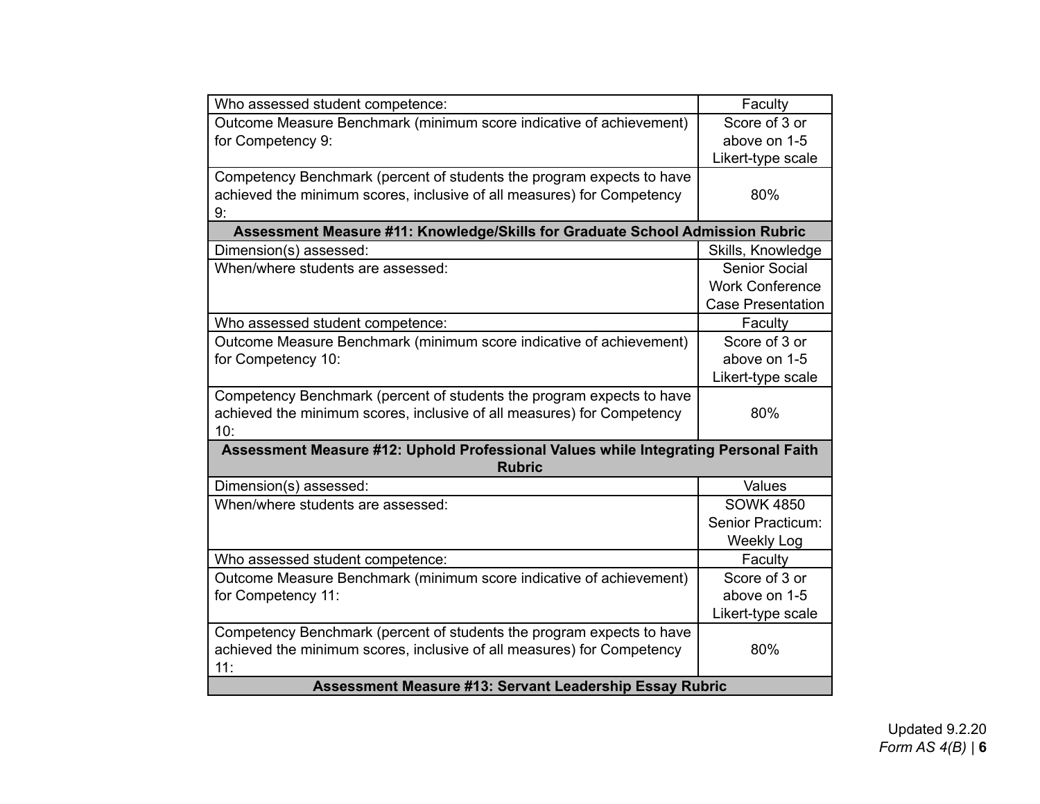| | |
|---|---|
| Who assessed student competence: | Faculty |
| Outcome Measure Benchmark (minimum score indicative of achievement) for Competency 9: | Score of 3 or above on 1-5 Likert-type scale |
| Competency Benchmark (percent of students the program expects to have achieved the minimum scores, inclusive of all measures) for Competency 9: | 80% |
| **Assessment Measure #11: Knowledge/Skills for Graduate School Admission Rubric** | |
| Dimension(s) assessed: | Skills, Knowledge |
| When/where students are assessed: | Senior Social Work Conference Case Presentation |
| Who assessed student competence: | Faculty |
| Outcome Measure Benchmark (minimum score indicative of achievement) for Competency 10: | Score of 3 or above on 1-5 Likert-type scale |
| Competency Benchmark (percent of students the program expects to have achieved the minimum scores, inclusive of all measures) for Competency 10: | 80% |
| **Assessment Measure #12: Uphold Professional Values while Integrating Personal Faith Rubric** | |
| Dimension(s) assessed: | Values |
| When/where students are assessed: | SOWK 4850 Senior Practicum: Weekly Log |
| Who assessed student competence: | Faculty |
| Outcome Measure Benchmark (minimum score indicative of achievement) for Competency 11: | Score of 3 or above on 1-5 Likert-type scale |
| Competency Benchmark (percent of students the program expects to have achieved the minimum scores, inclusive of all measures) for Competency 11: | 80% |
| **Assessment Measure #13: Servant Leadership Essay Rubric** | |

Updated 9.2.20
*Form AS 4(B)*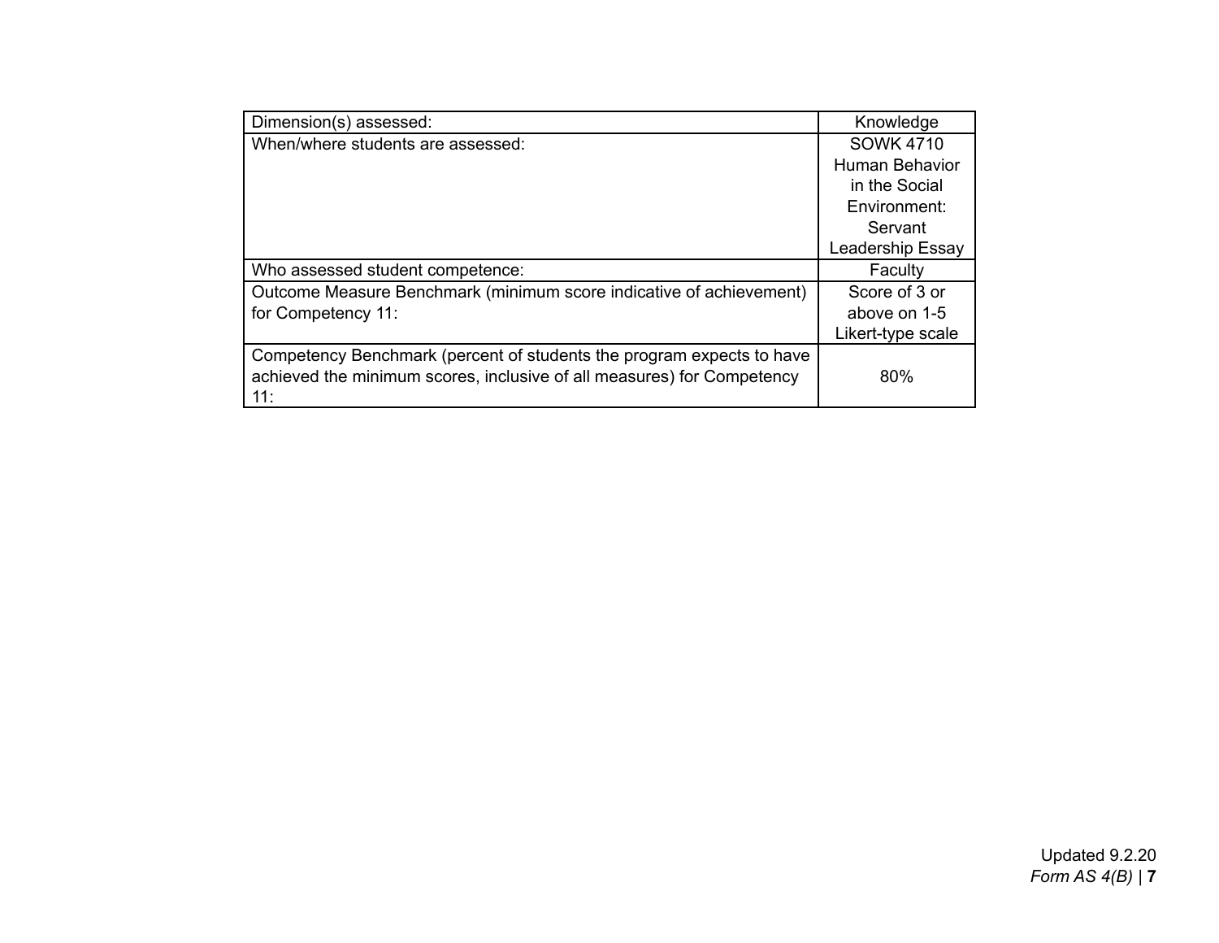| Dimension(s) assessed: | Knowledge |
|---|---|
| When/where students are assessed: | SOWK 4710 Human Behavior in the Social Environment: Servant Leadership Essay |
| Who assessed student competence: | Faculty |
| Outcome Measure Benchmark (minimum score indicative of achievement) for Competency 11: | Score of 3 or above on 1-5 Likert-type scale |
| Competency Benchmark (percent of students the program expects to have achieved the minimum scores, inclusive of all measures) for Competency 11: | 80% |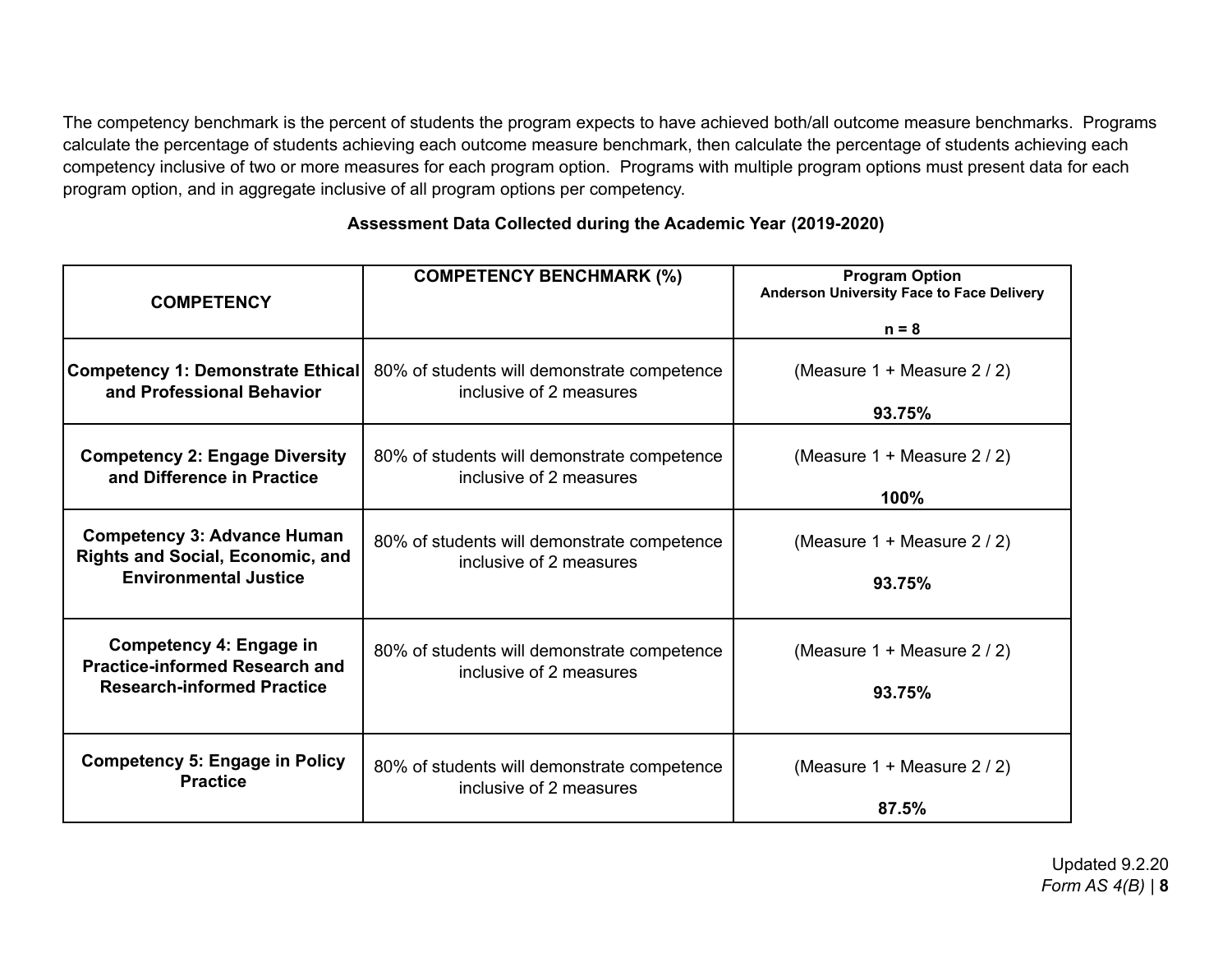The competency benchmark is the percent of students the program expects to have achieved both/all outcome measure benchmarks. Programs calculate the percentage of students achieving each outcome measure benchmark, then calculate the percentage of students achieving each competency inclusive of two or more measures for each program option. Programs with multiple program options must present data for each program option, and in aggregate inclusive of all program options per competency.

**Assessment Data Collected during the Academic Year (2019-2020)**

| **COMPETENCY** | **COMPETENCY BENCHMARK (%)** | **Program Option**<br>**Anderson University Face to Face Delivery**<br><br>**n = 8** |
|---|---|---|
| **Competency 1: Demonstrate Ethical and Professional Behavior** | 80% of students will demonstrate competence inclusive of 2 measures | (Measure 1 + Measure 2 / 2)<br><br>**93.75%** |
| **Competency 2: Engage Diversity and Difference in Practice** | 80% of students will demonstrate competence inclusive of 2 measures | (Measure 1 + Measure 2 / 2)<br><br>**100%** |
| **Competency 3: Advance Human Rights and Social, Economic, and Environmental Justice** | 80% of students will demonstrate competence inclusive of 2 measures | (Measure 1 + Measure 2 / 2)<br><br>**93.75%** |
| **Competency 4: Engage in Practice-informed Research and Research-informed Practice** | 80% of students will demonstrate competence inclusive of 2 measures | (Measure 1 + Measure 2 / 2)<br><br>**93.75%** |
| **Competency 5: Engage in Policy Practice** | 80% of students will demonstrate competence inclusive of 2 measures | (Measure 1 + Measure 2 / 2)<br><br>**87.5%** |

Updated 9.2.20
*Form AS 4(B)*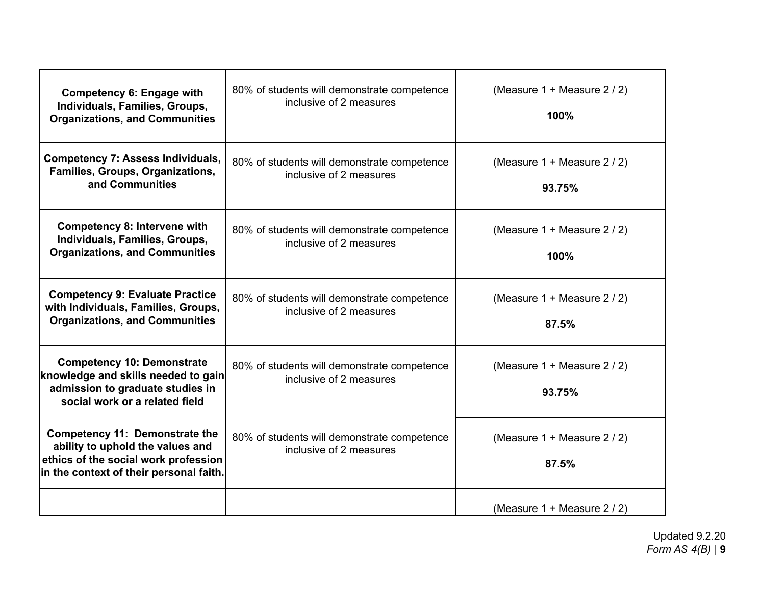| | | |
|---|---|---|
| **Competency 6: Engage with Individuals, Families, Groups, Organizations, and Communities** | 80% of students will demonstrate competence inclusive of 2 measures | (Measure 1 + Measure 2 / 2)<br><br>**100%** |
| **Competency 7: Assess Individuals, Families, Groups, Organizations, and Communities** | 80% of students will demonstrate competence inclusive of 2 measures | (Measure 1 + Measure 2 / 2)<br><br>**93.75%** |
| **Competency 8: Intervene with Individuals, Families, Groups, Organizations, and Communities** | 80% of students will demonstrate competence inclusive of 2 measures | (Measure 1 + Measure 2 / 2)<br><br>**100%** |
| **Competency 9: Evaluate Practice with Individuals, Families, Groups, Organizations, and Communities** | 80% of students will demonstrate competence inclusive of 2 measures | (Measure 1 + Measure 2 / 2)<br><br>**87.5%** |
| **Competency 10: Demonstrate knowledge and skills needed to gain admission to graduate studies in social work or a related field** | 80% of students will demonstrate competence inclusive of 2 measures | (Measure 1 + Measure 2 / 2)<br><br>**93.75%** |
| **Competency 11: Demonstrate the ability to uphold the values and ethics of the social work profession in the context of their personal faith.** | 80% of students will demonstrate competence inclusive of 2 measures | (Measure 1 + Measure 2 / 2)<br><br>**87.5%** |
| | | (Measure 1 + Measure 2 / 2) |

Updated 9.2.20
*Form AS 4(B)*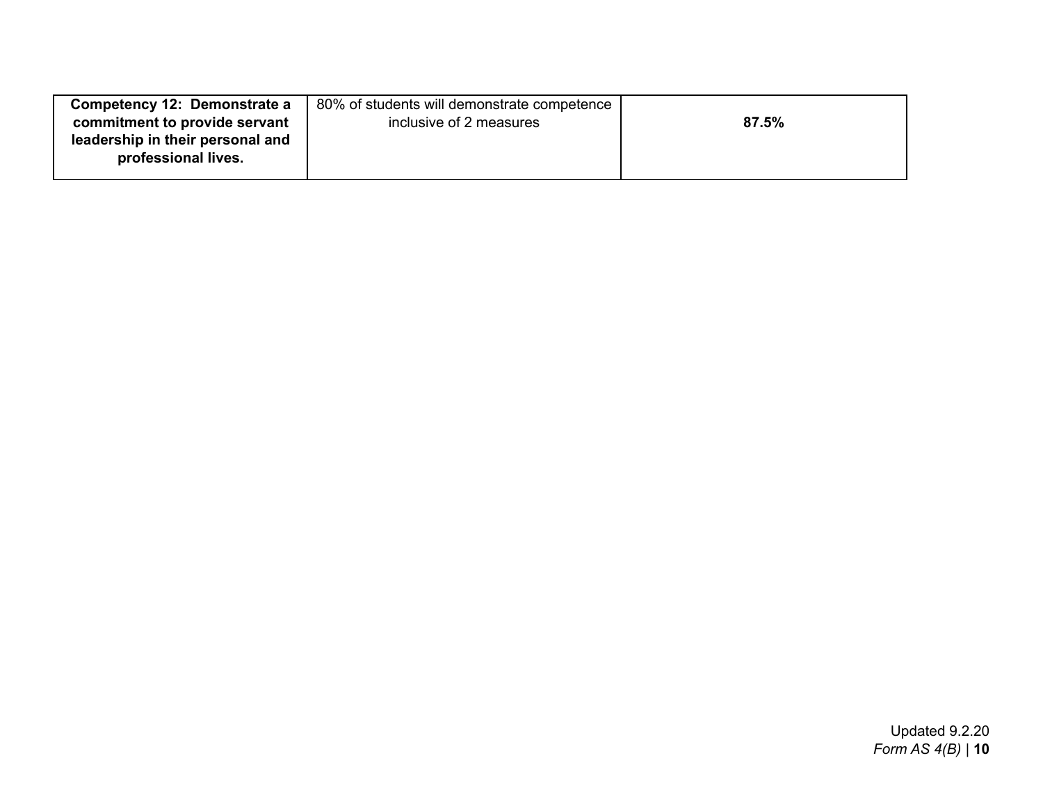| | | |
|---|---|---|
| **Competency 12: Demonstrate a commitment to provide servant leadership in their personal and professional lives.** | 80% of students will demonstrate competence inclusive of 2 measures | **87.5%** |

Updated 9.2.20
*Form AS 4(B)*